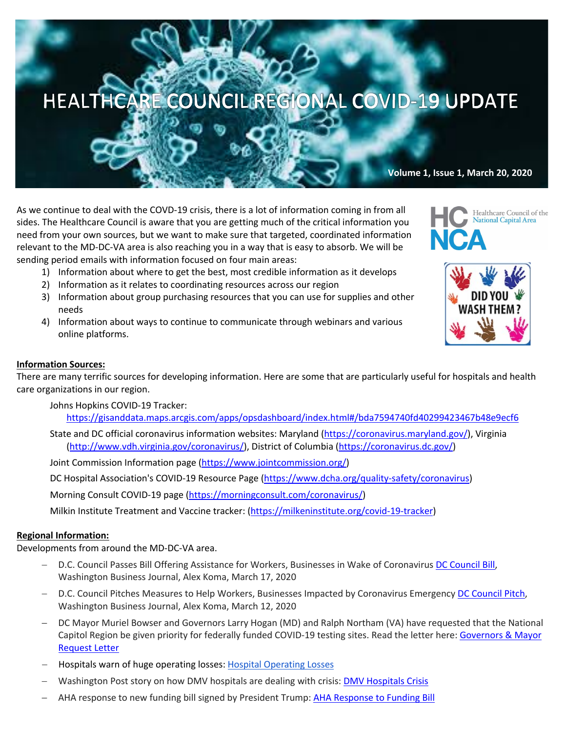# HEALTHCARE COUNCIL REGIONAL COVID-19 UPDATE

**Volume 1, Issue 1, March 20, 2020**

As we continue to deal with the COVD-19 crisis, there is a lot of information coming in from all sides. The Healthcare Council is aware that you are getting much of the critical information you need from your own sources, but we want to make sure that targeted, coordinated information relevant to the MD-DC-VA area is also reaching you in a way that is easy to absorb. We will be sending period emails with information focused on four main areas:

1) Information about where to get the best, most credible information as it develops
2) Information as it relates to coordinating resources across our region
3) Information about group purchasing resources that you can use for supplies and other needs
4) Information about ways to continue to communicate through webinars and various online platforms.

**Information Sources:**

There are many terrific sources for developing information. Here are some that are particularly useful for hospitals and health care organizations in our region.

Johns Hopkins COVID-19 Tracker: https://gisanddata.maps.arcgis.com/apps/opsdashboard/index.html#/bda7594740fd40299423467b48e9ecf6

State and DC official coronavirus information websites: Maryland (https://coronavirus.maryland.gov/), Virginia (http://www.vdh.virginia.gov/coronavirus/), District of Columbia (https://coronavirus.dc.gov/)

Joint Commission Information page (https://www.jointcommission.org/)

DC Hospital Association's COVID-19 Resource Page (https://www.dcha.org/quality-safety/coronavirus)

Morning Consult COVID-19 page (https://morningconsult.com/coronavirus/)

Milkin Institute Treatment and Vaccine tracker: (https://milkeninstitute.org/covid-19-tracker)

**Regional Information:**

Developments from around the MD-DC-VA area.

- D.C. Council Passes Bill Offering Assistance for Workers, Businesses in Wake of Coronavirus DC Council Bill, Washington Business Journal, Alex Koma, March 17, 2020
- D.C. Council Pitches Measures to Help Workers, Businesses Impacted by Coronavirus Emergency DC Council Pitch, Washington Business Journal, Alex Koma, March 12, 2020
- DC Mayor Muriel Bowser and Governors Larry Hogan (MD) and Ralph Northam (VA) have requested that the National Capitol Region be given priority for federally funded COVID-19 testing sites. Read the letter here: Governors & Mayor Request Letter
- Hospitals warn of huge operating losses: Hospital Operating Losses
- Washington Post story on how DMV hospitals are dealing with crisis: DMV Hospitals Crisis
- AHA response to new funding bill signed by President Trump: AHA Response to Funding Bill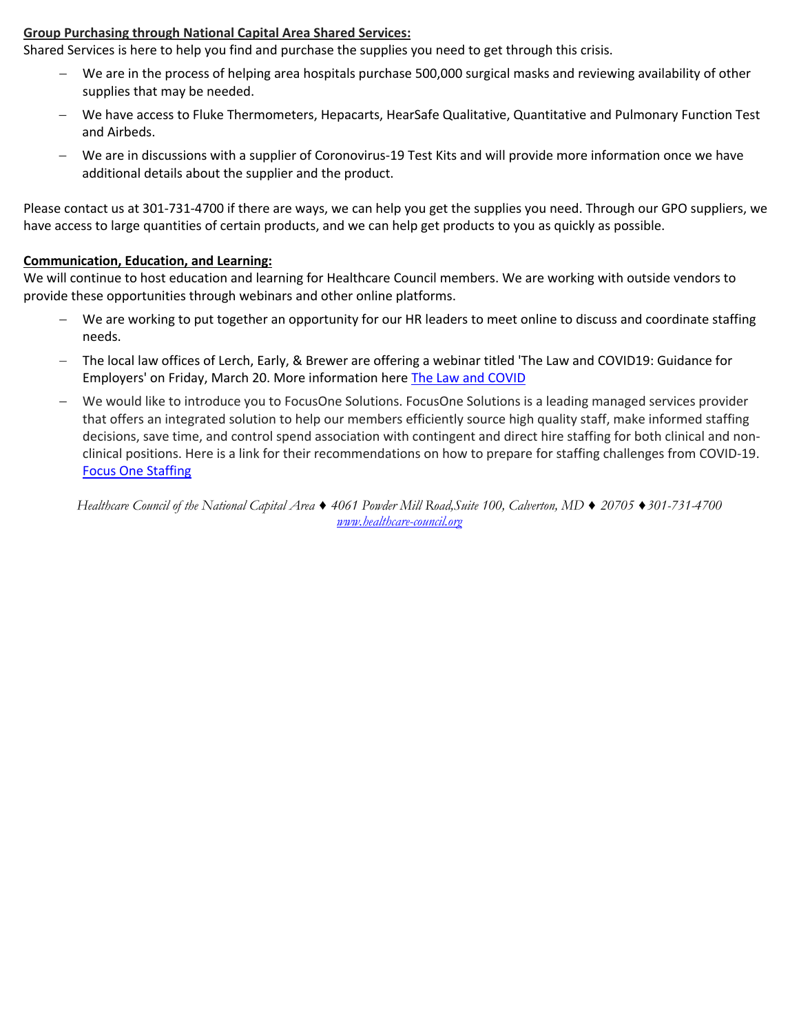**<u>Group Purchasing through National Capital Area Shared Services:</u>**

Shared Services is here to help you find and purchase the supplies you need to get through this crisis.

- We are in the process of helping area hospitals purchase 500,000 surgical masks and reviewing availability of other supplies that may be needed.
- We have access to Fluke Thermometers, Hepacarts, HearSafe Qualitative, Quantitative and Pulmonary Function Test and Airbeds.
- We are in discussions with a supplier of Coronovirus-19 Test Kits and will provide more information once we have additional details about the supplier and the product.

Please contact us at 301-731-4700 if there are ways, we can help you get the supplies you need. Through our GPO suppliers, we have access to large quantities of certain products, and we can help get products to you as quickly as possible.

**<u>Communication, Education, and Learning:</u>**

We will continue to host education and learning for Healthcare Council members. We are working with outside vendors to provide these opportunities through webinars and other online platforms.

- We are working to put together an opportunity for our HR leaders to meet online to discuss and coordinate staffing needs.
- The local law offices of Lerch, Early, & Brewer are offering a webinar titled 'The Law and COVID19: Guidance for Employers' on Friday, March 20. More information here The Law and COVID
- We would like to introduce you to FocusOne Solutions. FocusOne Solutions is a leading managed services provider that offers an integrated solution to help our members efficiently source high quality staff, make informed staffing decisions, save time, and control spend association with contingent and direct hire staffing for both clinical and non-clinical positions. Here is a link for their recommendations on how to prepare for staffing challenges from COVID-19. Focus One Staffing

*Healthcare Council of the National Capital Area ♦ 4061 Powder Mill Road,Suite 100, Calverton, MD ♦ 20705 ♦301-731-4700*
*www.healthcare-council.org*